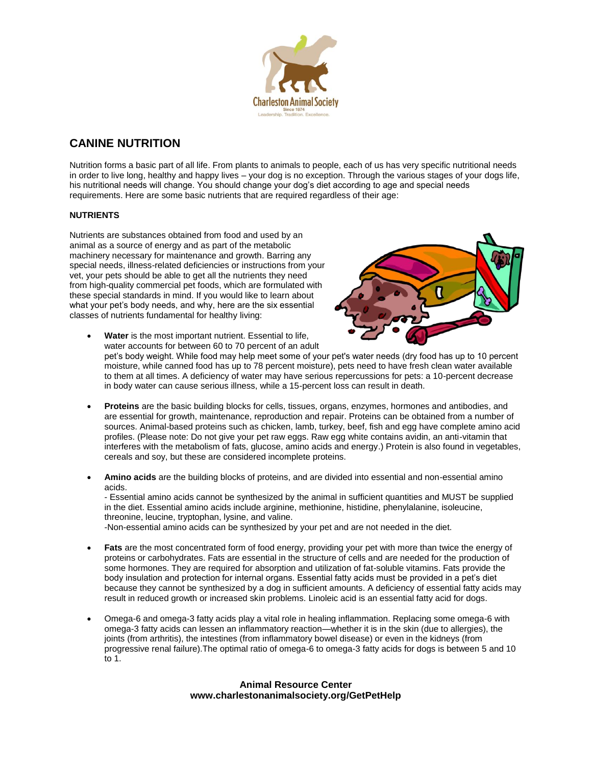# CANINE NUTRITION

Nutrition forms a basic part of all life. From plants to animals to people, each of us has very specific nutritional needs in order to live long, healthy and happy lives – your dog is no exception. Through the various stages of your dogs life, his nutritional needs will change. You should change your dog's diet according to age and special needs requirements. Here are some basic nutrients that are required regardless of their age:

**NUTRIENTS**

Nutrients are substances obtained from food and used by an animal as a source of energy and as part of the metabolic machinery necessary for maintenance and growth. Barring any special needs, illness-related deficiencies or instructions from your vet, your pets should be able to get all the nutrients they need from high-quality commercial pet foods, which are formulated with these special standards in mind. If you would like to learn about what your pet's body needs, and why, here are the six essential classes of nutrients fundamental for healthy living:

- **Water** is the most important nutrient. Essential to life, water accounts for between 60 to 70 percent of an adult pet's body weight. While food may help meet some of your pet's water needs (dry food has up to 10 percent moisture, while canned food has up to 78 percent moisture), pets need to have fresh clean water available to them at all times. A deficiency of water may have serious repercussions for pets: a 10-percent decrease in body water can cause serious illness, while a 15-percent loss can result in death.

- **Proteins** are the basic building blocks for cells, tissues, organs, enzymes, hormones and antibodies, and are essential for growth, maintenance, reproduction and repair. Proteins can be obtained from a number of sources. Animal-based proteins such as chicken, lamb, turkey, beef, fish and egg have complete amino acid profiles. (Please note: Do not give your pet raw eggs. Raw egg white contains avidin, an anti-vitamin that interferes with the metabolism of fats, glucose, amino acids and energy.) Protein is also found in vegetables, cereals and soy, but these are considered incomplete proteins.

- **Amino acids** are the building blocks of proteins, and are divided into essential and non-essential amino acids.
  - Essential amino acids cannot be synthesized by the animal in sufficient quantities and MUST be supplied in the diet. Essential amino acids include arginine, methionine, histidine, phenylalanine, isoleucine, threonine, leucine, tryptophan, lysine, and valine.
  - Non-essential amino acids can be synthesized by your pet and are not needed in the diet.

- **Fats** are the most concentrated form of food energy, providing your pet with more than twice the energy of proteins or carbohydrates. Fats are essential in the structure of cells and are needed for the production of some hormones. They are required for absorption and utilization of fat-soluble vitamins. Fats provide the body insulation and protection for internal organs. Essential fatty acids must be provided in a pet's diet because they cannot be synthesized by a dog in sufficient amounts. A deficiency of essential fatty acids may result in reduced growth or increased skin problems. Linoleic acid is an essential fatty acid for dogs.

- Omega-6 and omega-3 fatty acids play a vital role in healing inflammation. Replacing some omega-6 with omega-3 fatty acids can lessen an inflammatory reaction—whether it is in the skin (due to allergies), the joints (from arthritis), the intestines (from inflammatory bowel disease) or even in the kidneys (from progressive renal failure).The optimal ratio of omega-6 to omega-3 fatty acids for dogs is between 5 and 10 to 1.

**Animal Resource Center**
**www.charlestonanimalsociety.org/GetPetHelp**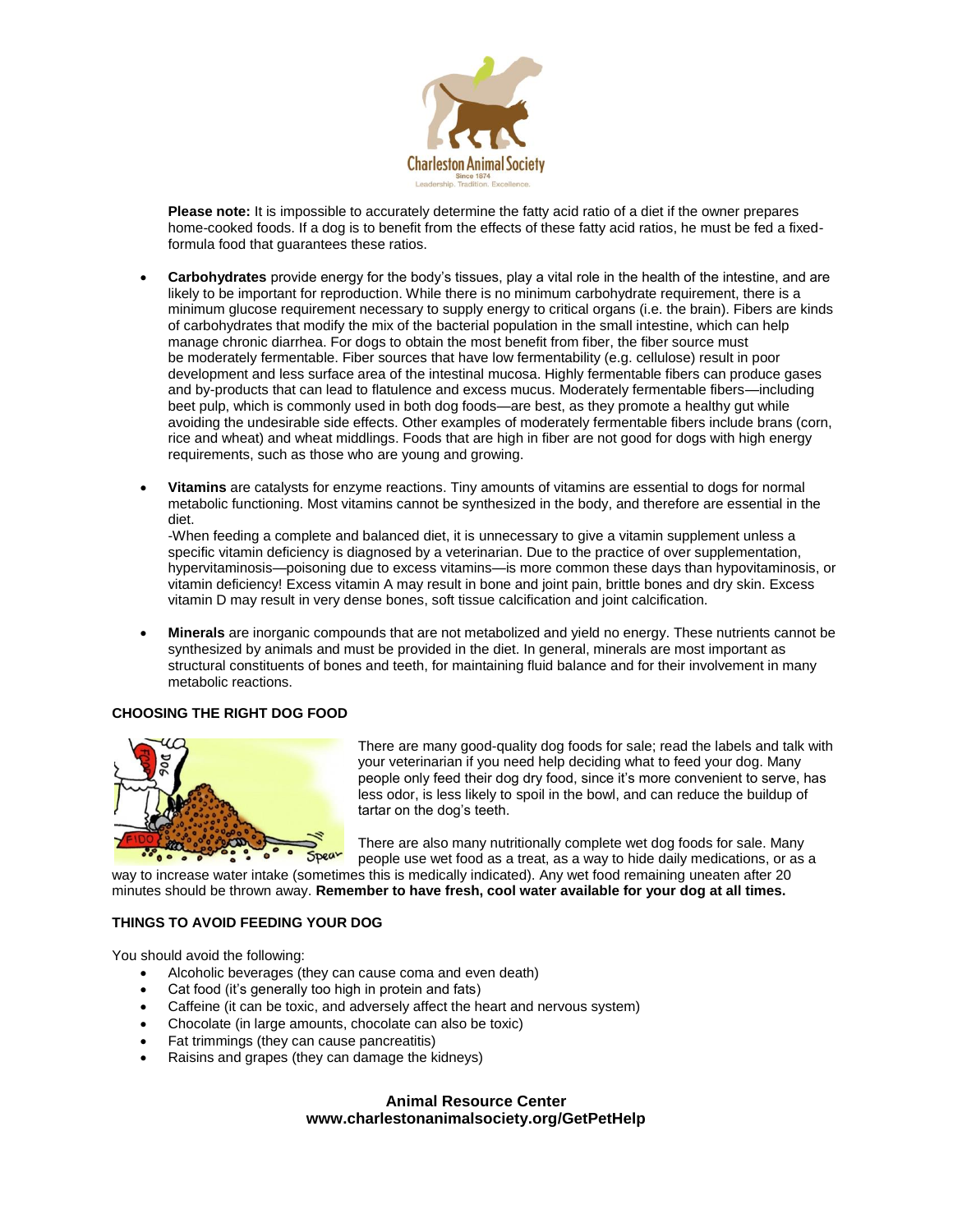**Please note:** It is impossible to accurately determine the fatty acid ratio of a diet if the owner prepares home-cooked foods. If a dog is to benefit from the effects of these fatty acid ratios, he must be fed a fixed-formula food that guarantees these ratios.

- **Carbohydrates** provide energy for the body's tissues, play a vital role in the health of the intestine, and are likely to be important for reproduction. While there is no minimum carbohydrate requirement, there is a minimum glucose requirement necessary to supply energy to critical organs (i.e. the brain). Fibers are kinds of carbohydrates that modify the mix of the bacterial population in the small intestine, which can help manage chronic diarrhea. For dogs to obtain the most benefit from fiber, the fiber source must be moderately fermentable. Fiber sources that have low fermentability (e.g. cellulose) result in poor development and less surface area of the intestinal mucosa. Highly fermentable fibers can produce gases and by-products that can lead to flatulence and excess mucus. Moderately fermentable fibers—including beet pulp, which is commonly used in both dog foods—are best, as they promote a healthy gut while avoiding the undesirable side effects. Other examples of moderately fermentable fibers include brans (corn, rice and wheat) and wheat middlings. Foods that are high in fiber are not good for dogs with high energy requirements, such as those who are young and growing.

- **Vitamins** are catalysts for enzyme reactions. Tiny amounts of vitamins are essential to dogs for normal metabolic functioning. Most vitamins cannot be synthesized in the body, and therefore are essential in the diet.
  -When feeding a complete and balanced diet, it is unnecessary to give a vitamin supplement unless a specific vitamin deficiency is diagnosed by a veterinarian. Due to the practice of over supplementation, hypervitaminosis—poisoning due to excess vitamins—is more common these days than hypovitaminosis, or vitamin deficiency! Excess vitamin A may result in bone and joint pain, brittle bones and dry skin. Excess vitamin D may result in very dense bones, soft tissue calcification and joint calcification.

- **Minerals** are inorganic compounds that are not metabolized and yield no energy. These nutrients cannot be synthesized by animals and must be provided in the diet. In general, minerals are most important as structural constituents of bones and teeth, for maintaining fluid balance and for their involvement in many metabolic reactions.

## CHOOSING THE RIGHT DOG FOOD

There are many good-quality dog foods for sale; read the labels and talk with your veterinarian if you need help deciding what to feed your dog. Many people only feed their dog dry food, since it's more convenient to serve, has less odor, is less likely to spoil in the bowl, and can reduce the buildup of tartar on the dog's teeth.

There are also many nutritionally complete wet dog foods for sale. Many people use wet food as a treat, as a way to hide daily medications, or as a way to increase water intake (sometimes this is medically indicated). Any wet food remaining uneaten after 20 minutes should be thrown away. **Remember to have fresh, cool water available for your dog at all times.**

## THINGS TO AVOID FEEDING YOUR DOG

You should avoid the following:

- Alcoholic beverages (they can cause coma and even death)
- Cat food (it's generally too high in protein and fats)
- Caffeine (it can be toxic, and adversely affect the heart and nervous system)
- Chocolate (in large amounts, chocolate can also be toxic)
- Fat trimmings (they can cause pancreatitis)
- Raisins and grapes (they can damage the kidneys)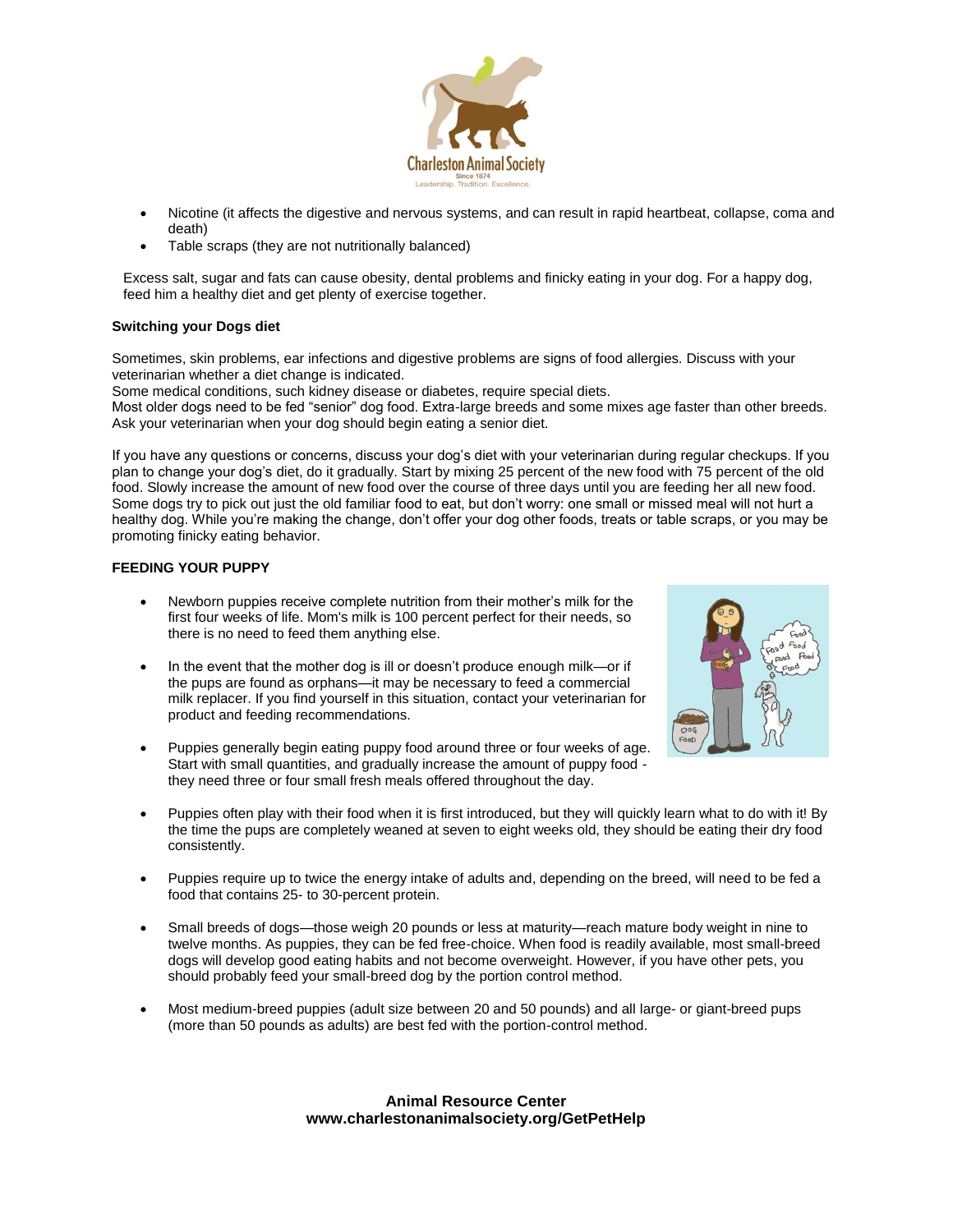- Nicotine (it affects the digestive and nervous systems, and can result in rapid heartbeat, collapse, coma and death)
- Table scraps (they are not nutritionally balanced)

Excess salt, sugar and fats can cause obesity, dental problems and finicky eating in your dog. For a happy dog, feed him a healthy diet and get plenty of exercise together.

**Switching your Dogs diet**

Sometimes, skin problems, ear infections and digestive problems are signs of food allergies. Discuss with your veterinarian whether a diet change is indicated.
Some medical conditions, such kidney disease or diabetes, require special diets.
Most older dogs need to be fed "senior" dog food. Extra-large breeds and some mixes age faster than other breeds. Ask your veterinarian when your dog should begin eating a senior diet.

If you have any questions or concerns, discuss your dog's diet with your veterinarian during regular checkups. If you plan to change your dog's diet, do it gradually. Start by mixing 25 percent of the new food with 75 percent of the old food. Slowly increase the amount of new food over the course of three days until you are feeding her all new food. Some dogs try to pick out just the old familiar food to eat, but don't worry: one small or missed meal will not hurt a healthy dog. While you're making the change, don't offer your dog other foods, treats or table scraps, or you may be promoting finicky eating behavior.

**FEEDING YOUR PUPPY**

- Newborn puppies receive complete nutrition from their mother's milk for the first four weeks of life. Mom's milk is 100 percent perfect for their needs, so there is no need to feed them anything else.

- In the event that the mother dog is ill or doesn't produce enough milk—or if the pups are found as orphans—it may be necessary to feed a commercial milk replacer. If you find yourself in this situation, contact your veterinarian for product and feeding recommendations.

- Puppies generally begin eating puppy food around three or four weeks of age. Start with small quantities, and gradually increase the amount of puppy food - they need three or four small fresh meals offered throughout the day.

- Puppies often play with their food when it is first introduced, but they will quickly learn what to do with it! By the time the pups are completely weaned at seven to eight weeks old, they should be eating their dry food consistently.

- Puppies require up to twice the energy intake of adults and, depending on the breed, will need to be fed a food that contains 25- to 30-percent protein.

- Small breeds of dogs—those weigh 20 pounds or less at maturity—reach mature body weight in nine to twelve months. As puppies, they can be fed free-choice. When food is readily available, most small-breed dogs will develop good eating habits and not become overweight. However, if you have other pets, you should probably feed your small-breed dog by the portion control method.

- Most medium-breed puppies (adult size between 20 and 50 pounds) and all large- or giant-breed pups (more than 50 pounds as adults) are best fed with the portion-control method.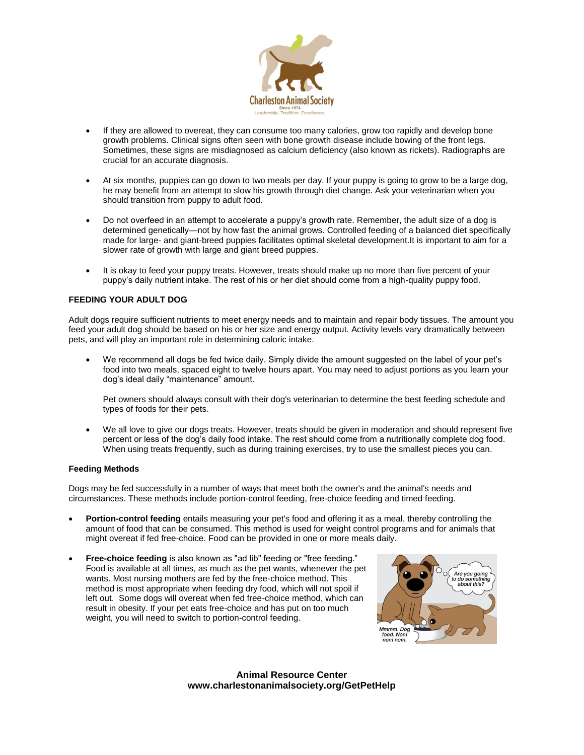- If they are allowed to overeat, they can consume too many calories, grow too rapidly and develop bone growth problems. Clinical signs often seen with bone growth disease include bowing of the front legs. Sometimes, these signs are misdiagnosed as calcium deficiency (also known as rickets). Radiographs are crucial for an accurate diagnosis.

- At six months, puppies can go down to two meals per day. If your puppy is going to grow to be a large dog, he may benefit from an attempt to slow his growth through diet change. Ask your veterinarian when you should transition from puppy to adult food.

- Do not overfeed in an attempt to accelerate a puppy's growth rate. Remember, the adult size of a dog is determined genetically—not by how fast the animal grows. Controlled feeding of a balanced diet specifically made for large- and giant-breed puppies facilitates optimal skeletal development.It is important to aim for a slower rate of growth with large and giant breed puppies.

- It is okay to feed your puppy treats. However, treats should make up no more than five percent of your puppy's daily nutrient intake. The rest of his or her diet should come from a high-quality puppy food.

## FEEDING YOUR ADULT DOG

Adult dogs require sufficient nutrients to meet energy needs and to maintain and repair body tissues. The amount you feed your adult dog should be based on his or her size and energy output. Activity levels vary dramatically between pets, and will play an important role in determining caloric intake.

- We recommend all dogs be fed twice daily. Simply divide the amount suggested on the label of your pet's food into two meals, spaced eight to twelve hours apart. You may need to adjust portions as you learn your dog's ideal daily "maintenance" amount.

  Pet owners should always consult with their dog's veterinarian to determine the best feeding schedule and types of foods for their pets.

- We all love to give our dogs treats. However, treats should be given in moderation and should represent five percent or less of the dog's daily food intake. The rest should come from a nutritionally complete dog food. When using treats frequently, such as during training exercises, try to use the smallest pieces you can.

### Feeding Methods

Dogs may be fed successfully in a number of ways that meet both the owner's and the animal's needs and circumstances. These methods include portion-control feeding, free-choice feeding and timed feeding.

- **Portion-control feeding** entails measuring your pet's food and offering it as a meal, thereby controlling the amount of food that can be consumed. This method is used for weight control programs and for animals that might overeat if fed free-choice. Food can be provided in one or more meals daily.

- **Free-choice feeding** is also known as "ad lib" feeding or "free feeding." Food is available at all times, as much as the pet wants, whenever the pet wants. Most nursing mothers are fed by the free-choice method. This method is most appropriate when feeding dry food, which will not spoil if left out. Some dogs will overeat when fed free-choice method, which can result in obesity. If your pet eats free-choice and has put on too much weight, you will need to switch to portion-control feeding.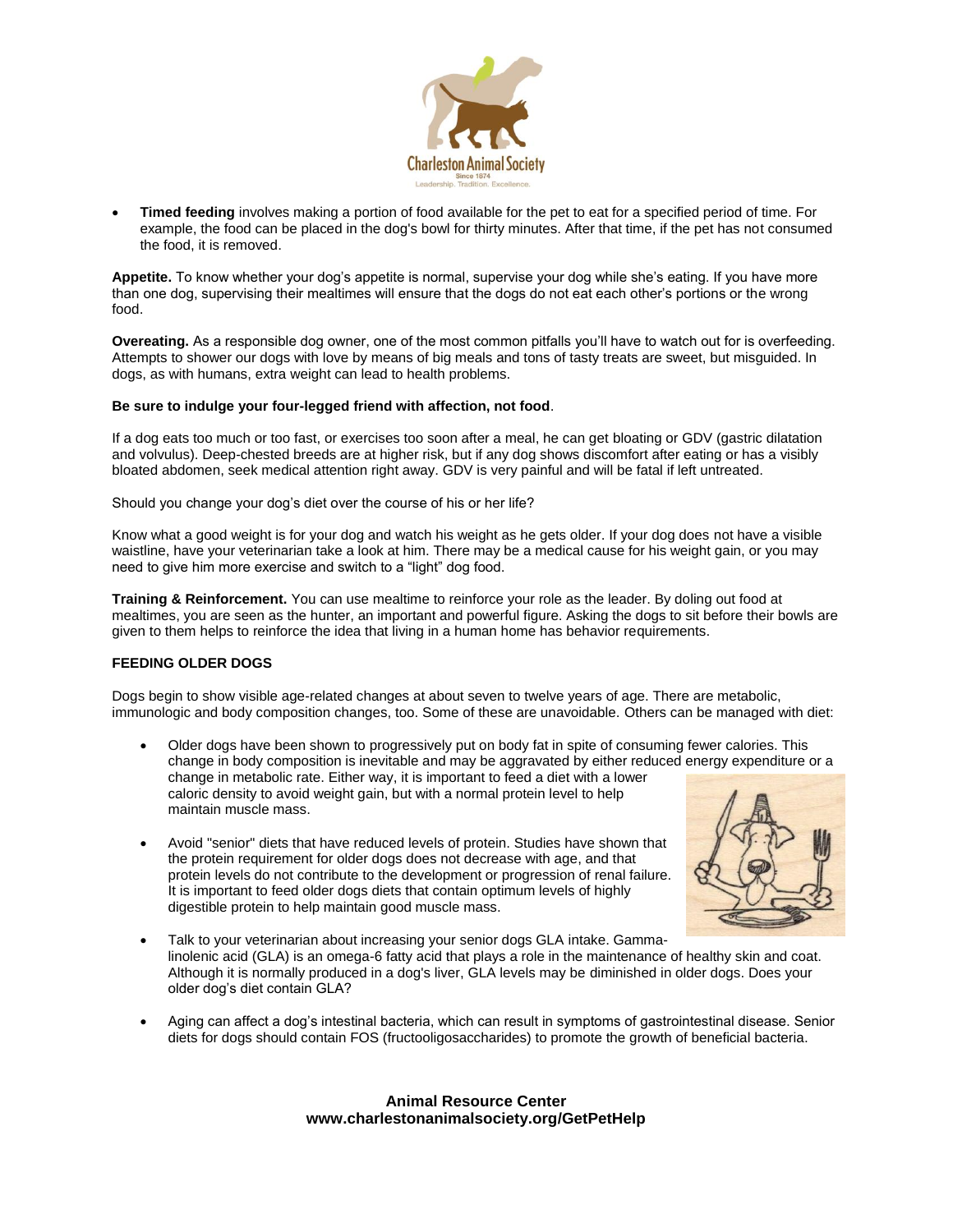- **Timed feeding** involves making a portion of food available for the pet to eat for a specified period of time. For example, the food can be placed in the dog's bowl for thirty minutes. After that time, if the pet has not consumed the food, it is removed.

**Appetite.** To know whether your dog's appetite is normal, supervise your dog while she's eating. If you have more than one dog, supervising their mealtimes will ensure that the dogs do not eat each other's portions or the wrong food.

**Overeating.** As a responsible dog owner, one of the most common pitfalls you'll have to watch out for is overfeeding. Attempts to shower our dogs with love by means of big meals and tons of tasty treats are sweet, but misguided. In dogs, as with humans, extra weight can lead to health problems.

**Be sure to indulge your four-legged friend with affection, not food**.

If a dog eats too much or too fast, or exercises too soon after a meal, he can get bloating or GDV (gastric dilatation and volvulus). Deep-chested breeds are at higher risk, but if any dog shows discomfort after eating or has a visibly bloated abdomen, seek medical attention right away. GDV is very painful and will be fatal if left untreated.

Should you change your dog's diet over the course of his or her life?

Know what a good weight is for your dog and watch his weight as he gets older. If your dog does not have a visible waistline, have your veterinarian take a look at him. There may be a medical cause for his weight gain, or you may need to give him more exercise and switch to a "light" dog food.

**Training & Reinforcement.** You can use mealtime to reinforce your role as the leader. By doling out food at mealtimes, you are seen as the hunter, an important and powerful figure. Asking the dogs to sit before their bowls are given to them helps to reinforce the idea that living in a human home has behavior requirements.

**FEEDING OLDER DOGS**

Dogs begin to show visible age-related changes at about seven to twelve years of age. There are metabolic, immunologic and body composition changes, too. Some of these are unavoidable. Others can be managed with diet:

- Older dogs have been shown to progressively put on body fat in spite of consuming fewer calories. This change in body composition is inevitable and may be aggravated by either reduced energy expenditure or a change in metabolic rate. Either way, it is important to feed a diet with a lower caloric density to avoid weight gain, but with a normal protein level to help maintain muscle mass.

- Avoid "senior" diets that have reduced levels of protein. Studies have shown that the protein requirement for older dogs does not decrease with age, and that protein levels do not contribute to the development or progression of renal failure. It is important to feed older dogs diets that contain optimum levels of highly digestible protein to help maintain good muscle mass.

- Talk to your veterinarian about increasing your senior dogs GLA intake. Gamma-linolenic acid (GLA) is an omega-6 fatty acid that plays a role in the maintenance of healthy skin and coat. Although it is normally produced in a dog's liver, GLA levels may be diminished in older dogs. Does your older dog's diet contain GLA?

- Aging can affect a dog's intestinal bacteria, which can result in symptoms of gastrointestinal disease. Senior diets for dogs should contain FOS (fructooligosaccharides) to promote the growth of beneficial bacteria.

**Animal Resource Center**
**www.charlestonanimalsociety.org/GetPetHelp**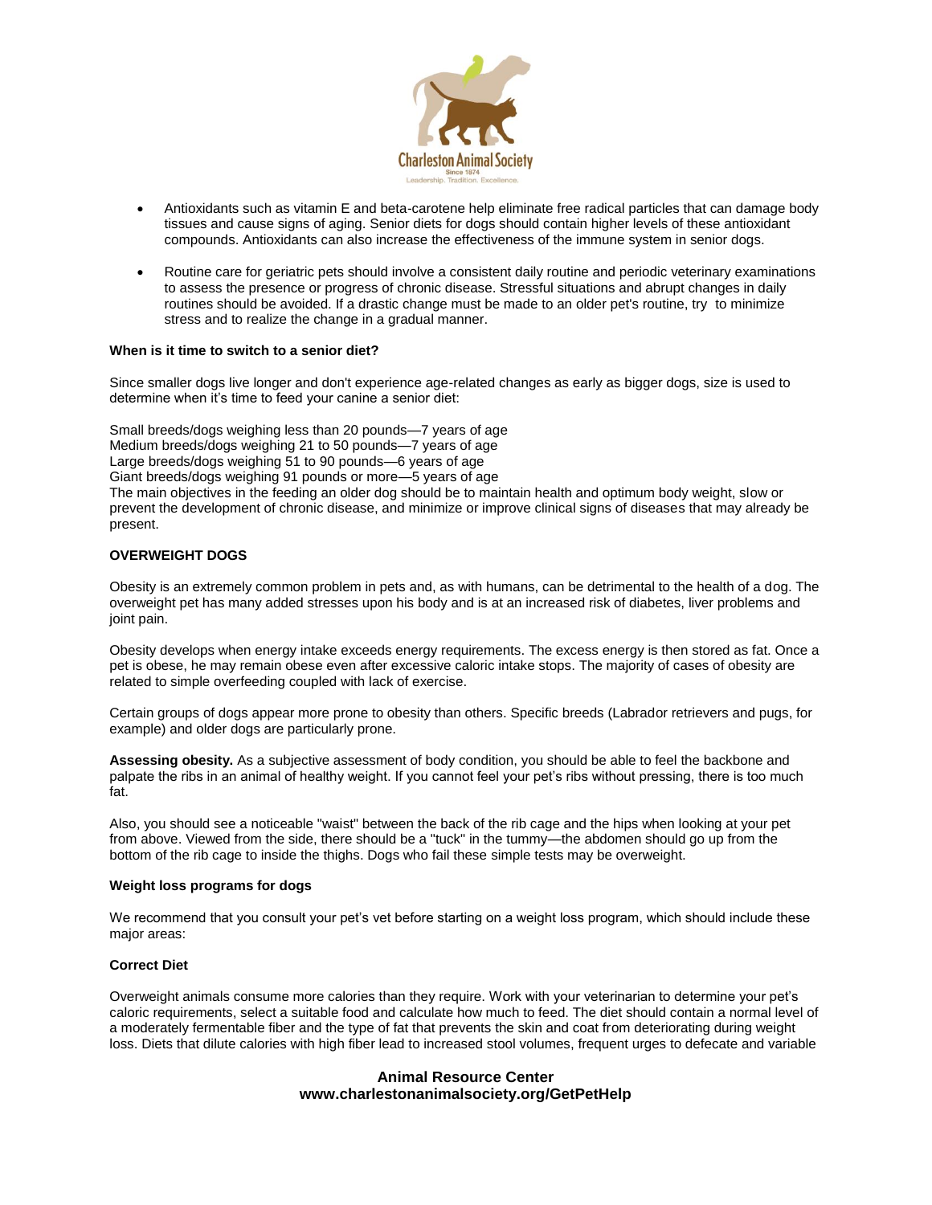- Antioxidants such as vitamin E and beta-carotene help eliminate free radical particles that can damage body tissues and cause signs of aging. Senior diets for dogs should contain higher levels of these antioxidant compounds. Antioxidants can also increase the effectiveness of the immune system in senior dogs.
- Routine care for geriatric pets should involve a consistent daily routine and periodic veterinary examinations to assess the presence or progress of chronic disease. Stressful situations and abrupt changes in daily routines should be avoided. If a drastic change must be made to an older pet's routine, try to minimize stress and to realize the change in a gradual manner.

**When is it time to switch to a senior diet?**

Since smaller dogs live longer and don't experience age-related changes as early as bigger dogs, size is used to determine when it's time to feed your canine a senior diet:

Small breeds/dogs weighing less than 20 pounds—7 years of age
Medium breeds/dogs weighing 21 to 50 pounds—7 years of age
Large breeds/dogs weighing 51 to 90 pounds—6 years of age
Giant breeds/dogs weighing 91 pounds or more—5 years of age
The main objectives in the feeding an older dog should be to maintain health and optimum body weight, slow or prevent the development of chronic disease, and minimize or improve clinical signs of diseases that may already be present.

**OVERWEIGHT DOGS**

Obesity is an extremely common problem in pets and, as with humans, can be detrimental to the health of a dog. The overweight pet has many added stresses upon his body and is at an increased risk of diabetes, liver problems and joint pain.

Obesity develops when energy intake exceeds energy requirements. The excess energy is then stored as fat. Once a pet is obese, he may remain obese even after excessive caloric intake stops. The majority of cases of obesity are related to simple overfeeding coupled with lack of exercise.

Certain groups of dogs appear more prone to obesity than others. Specific breeds (Labrador retrievers and pugs, for example) and older dogs are particularly prone.

**Assessing obesity.** As a subjective assessment of body condition, you should be able to feel the backbone and palpate the ribs in an animal of healthy weight. If you cannot feel your pet's ribs without pressing, there is too much fat.

Also, you should see a noticeable "waist" between the back of the rib cage and the hips when looking at your pet from above. Viewed from the side, there should be a "tuck" in the tummy—the abdomen should go up from the bottom of the rib cage to inside the thighs. Dogs who fail these simple tests may be overweight.

**Weight loss programs for dogs**

We recommend that you consult your pet's vet before starting on a weight loss program, which should include these major areas:

**Correct Diet**

Overweight animals consume more calories than they require. Work with your veterinarian to determine your pet's caloric requirements, select a suitable food and calculate how much to feed. The diet should contain a normal level of a moderately fermentable fiber and the type of fat that prevents the skin and coat from deteriorating during weight loss. Diets that dilute calories with high fiber lead to increased stool volumes, frequent urges to defecate and variable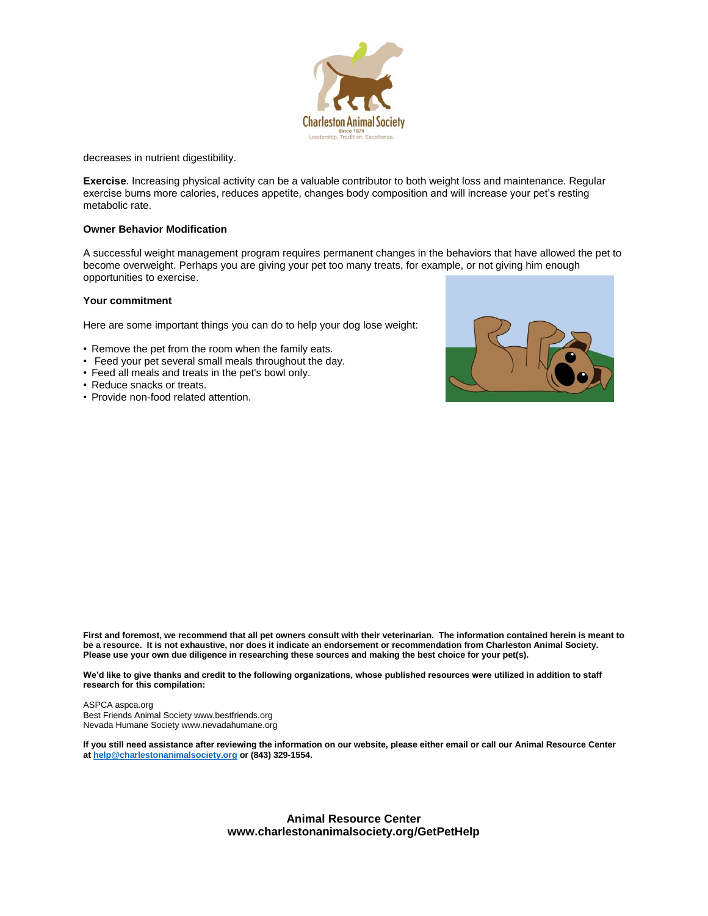decreases in nutrient digestibility.

**Exercise**. Increasing physical activity can be a valuable contributor to both weight loss and maintenance. Regular exercise burns more calories, reduces appetite, changes body composition and will increase your pet's resting metabolic rate.

**Owner Behavior Modification**

A successful weight management program requires permanent changes in the behaviors that have allowed the pet to become overweight. Perhaps you are giving your pet too many treats, for example, or not giving him enough opportunities to exercise.

**Your commitment**

Here are some important things you can do to help your dog lose weight:

- Remove the pet from the room when the family eats.
- Feed your pet several small meals throughout the day.
- Feed all meals and treats in the pet's bowl only.
- Reduce snacks or treats.
- Provide non-food related attention.

**First and foremost, we recommend that all pet owners consult with their veterinarian. The information contained herein is meant to be a resource. It is not exhaustive, nor does it indicate an endorsement or recommendation from Charleston Animal Society. Please use your own due diligence in researching these sources and making the best choice for your pet(s).**

**We'd like to give thanks and credit to the following organizations, whose published resources were utilized in addition to staff research for this compilation:**

ASPCA aspca.org
Best Friends Animal Society www.bestfriends.org
Nevada Humane Society www.nevadahumane.org

**If you still need assistance after reviewing the information on our website, please either email or call our Animal Resource Center at help@charlestonanimalsociety.org or (843) 329-1554.**

**Animal Resource Center**
**www.charlestonanimalsociety.org/GetPetHelp**